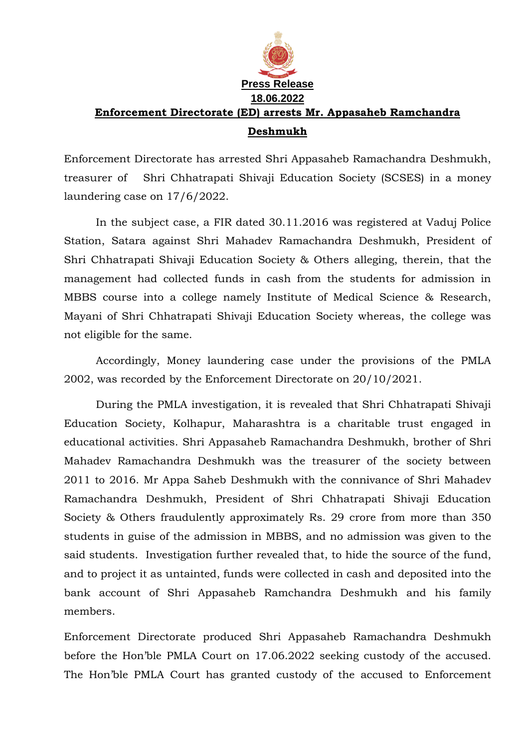**Press Release**

**18.06.2022**

# Enforcement Directorate (ED) arrests Mr. Appasaheb Ramchandra Deshmukh

Enforcement Directorate has arrested Shri Appasaheb Ramachandra Deshmukh, treasurer of Shri Chhatrapati Shivaji Education Society (SCSES) in a money laundering case on 17/6/2022.

In the subject case, a FIR dated 30.11.2016 was registered at Vaduj Police Station, Satara against Shri Mahadev Ramachandra Deshmukh, President of Shri Chhatrapati Shivaji Education Society & Others alleging, therein, that the management had collected funds in cash from the students for admission in MBBS course into a college namely Institute of Medical Science & Research, Mayani of Shri Chhatrapati Shivaji Education Society whereas, the college was not eligible for the same.

Accordingly, Money laundering case under the provisions of the PMLA 2002, was recorded by the Enforcement Directorate on 20/10/2021.

During the PMLA investigation, it is revealed that Shri Chhatrapati Shivaji Education Society, Kolhapur, Maharashtra is a charitable trust engaged in educational activities. Shri Appasaheb Ramachandra Deshmukh, brother of Shri Mahadev Ramachandra Deshmukh was the treasurer of the society between 2011 to 2016. Mr Appa Saheb Deshmukh with the connivance of Shri Mahadev Ramachandra Deshmukh, President of Shri Chhatrapati Shivaji Education Society & Others fraudulently approximately Rs. 29 crore from more than 350 students in guise of the admission in MBBS, and no admission was given to the said students. Investigation further revealed that, to hide the source of the fund, and to project it as untainted, funds were collected in cash and deposited into the bank account of Shri Appasaheb Ramchandra Deshmukh and his family members.

Enforcement Directorate produced Shri Appasaheb Ramachandra Deshmukh before the Hon'ble PMLA Court on 17.06.2022 seeking custody of the accused. The Hon'ble PMLA Court has granted custody of the accused to Enforcement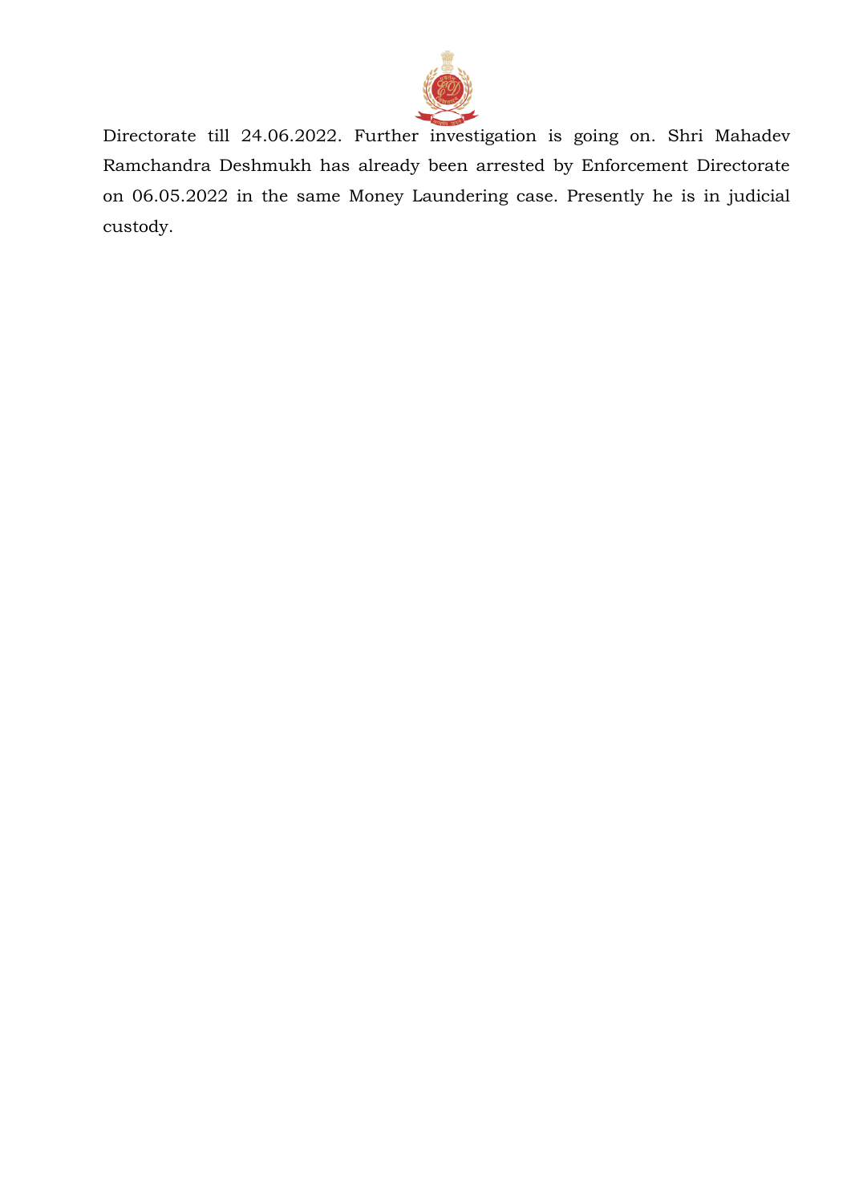Directorate till 24.06.2022. Further investigation is going on. Shri Mahadev Ramchandra Deshmukh has already been arrested by Enforcement Directorate on 06.05.2022 in the same Money Laundering case. Presently he is in judicial custody.